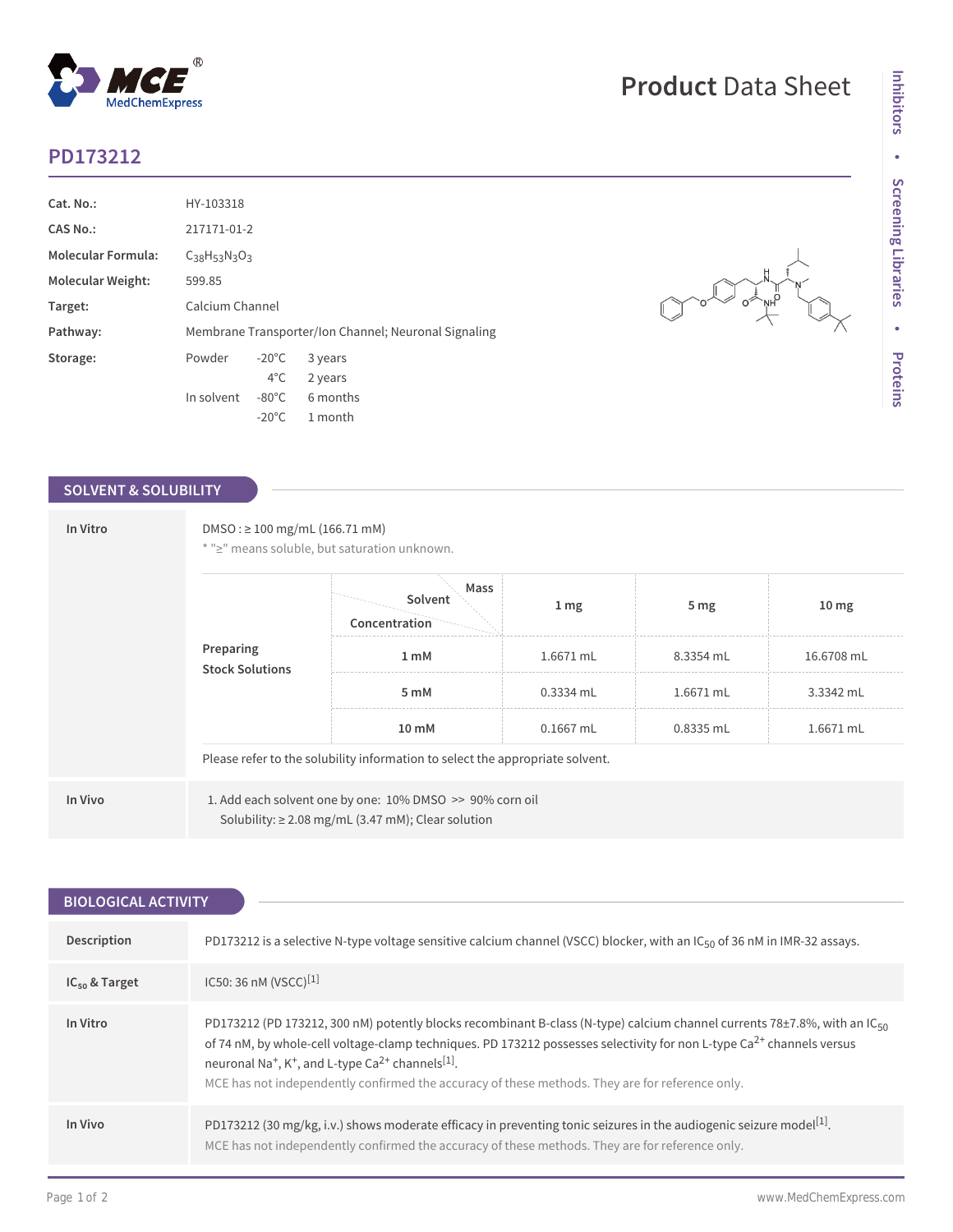# PD173212

| | |
|---|---|
| **Cat. No.:** | HY-103318 |
| **CAS No.:** | 217171-01-2 |
| **Molecular Formula:** | $C_{38}H_{53}N_3O_3$ |
| **Molecular Weight:** | 599.85 |
| **Target:** | Calcium Channel |
| **Pathway:** | Membrane Transporter/Ion Channel; Neuronal Signaling |
| **Storage:** | Powder -20°C 3 years; 4°C 2 years; In solvent -80°C 6 months; -20°C 1 month |

## SOLVENT & SOLUBILITY

**In Vitro**

DMSO : ≥ 100 mg/mL (166.71 mM)

* "≥" means soluble, but saturation unknown.

| Preparing Stock Solutions (Solvent Concentration / Mass) | 1 mg | 5 mg | 10 mg |
|---|---|---|---|
| 1 mM | 1.6671 mL | 8.3354 mL | 16.6708 mL |
| 5 mM | 0.3334 mL | 1.6671 mL | 3.3342 mL |
| 10 mM | 0.1667 mL | 0.8335 mL | 1.6671 mL |

Please refer to the solubility information to select the appropriate solvent.

**In Vivo**

1. Add each solvent one by one: 10% DMSO >> 90% corn oil
   Solubility: ≥ 2.08 mg/mL (3.47 mM); Clear solution

## BIOLOGICAL ACTIVITY

**Description**

PD173212 is a selective N-type voltage sensitive calcium channel (VSCC) blocker, with an $IC_{50}$ of 36 nM in IMR-32 assays.

**$IC_{50}$ & Target**

IC50: 36 nM (VSCC)[1]

**In Vitro**

PD173212 (PD 173212, 300 nM) potently blocks recombinant B-class (N-type) calcium channel currents 78±7.8%, with an $IC_{50}$ of 74 nM, by whole-cell voltage-clamp techniques. PD 173212 possesses selectivity for non L-type $Ca^{2+}$ channels versus neuronal $Na^{+}$, $K^{+}$, and L-type $Ca^{2+}$ channels[1].

MCE has not independently confirmed the accuracy of these methods. They are for reference only.

**In Vivo**

PD173212 (30 mg/kg, i.v.) shows moderate efficacy in preventing tonic seizures in the audiogenic seizure model[1].

MCE has not independently confirmed the accuracy of these methods. They are for reference only.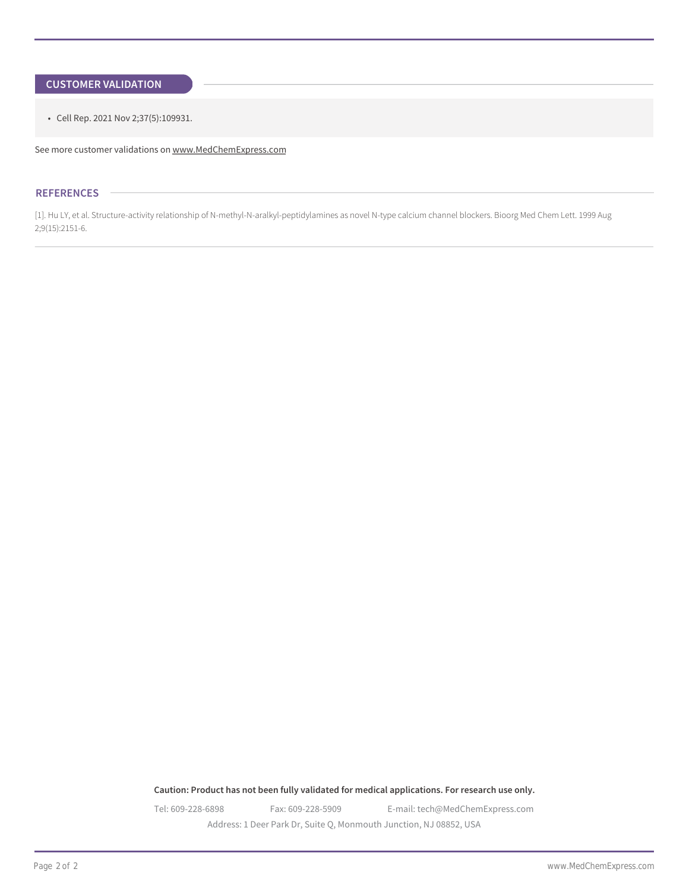## CUSTOMER VALIDATION

- Cell Rep. 2021 Nov 2;37(5):109931.

See more customer validations on www.MedChemExpress.com

## REFERENCES

[1]. Hu LY, et al. Structure-activity relationship of N-methyl-N-aralkyl-peptidylamines as novel N-type calcium channel blockers. Bioorg Med Chem Lett. 1999 Aug 2;9(15):2151-6.

**Caution: Product has not been fully validated for medical applications. For research use only.**

Tel: 609-228-6898 Fax: 609-228-5909 E-mail: tech@MedChemExpress.com

Address: 1 Deer Park Dr, Suite Q, Monmouth Junction, NJ 08852, USA